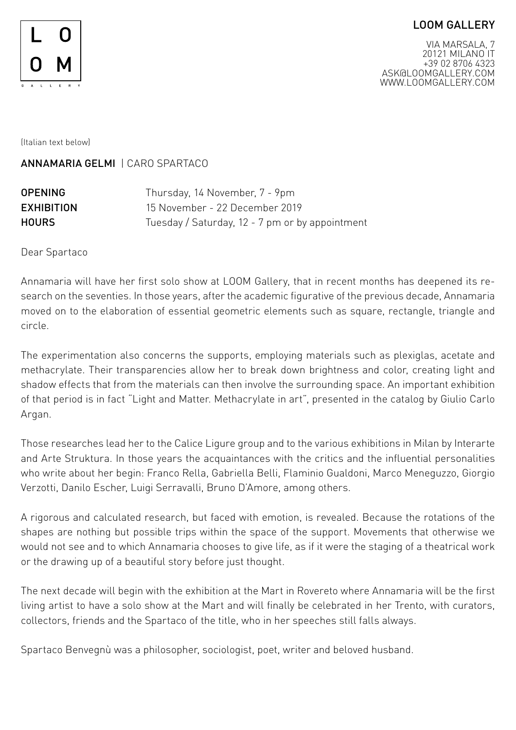LOOM GALLERY

VIA MARSALA, 7
20121 MILANO IT
+39 02 8706 4323
ASK@LOOMGALLERY.COM
WWW.LOOMGALLERY.COM

(Italian text below)

## ANNAMARIA GELMI | CARO SPARTACO

**OPENING** Thursday, 14 November, 7 - 9pm
**EXHIBITION** 15 November - 22 December 2019
**HOURS** Tuesday / Saturday, 12 - 7 pm or by appointment

Dear Spartaco

Annamaria will have her first solo show at LOOM Gallery, that in recent months has deepened its research on the seventies. In those years, after the academic figurative of the previous decade, Annamaria moved on to the elaboration of essential geometric elements such as square, rectangle, triangle and circle.

The experimentation also concerns the supports, employing materials such as plexiglas, acetate and methacrylate. Their transparencies allow her to break down brightness and color, creating light and shadow effects that from the materials can then involve the surrounding space. An important exhibition of that period is in fact "Light and Matter. Methacrylate in art", presented in the catalog by Giulio Carlo Argan.

Those researches lead her to the Calice Ligure group and to the various exhibitions in Milan by Interarte and Arte Struktura. In those years the acquaintances with the critics and the influential personalities who write about her begin: Franco Rella, Gabriella Belli, Flaminio Gualdoni, Marco Meneguzzo, Giorgio Verzotti, Danilo Escher, Luigi Serravalli, Bruno D'Amore, among others.

A rigorous and calculated research, but faced with emotion, is revealed. Because the rotations of the shapes are nothing but possible trips within the space of the support. Movements that otherwise we would not see and to which Annamaria chooses to give life, as if it were the staging of a theatrical work or the drawing up of a beautiful story before just thought.

The next decade will begin with the exhibition at the Mart in Rovereto where Annamaria will be the first living artist to have a solo show at the Mart and will finally be celebrated in her Trento, with curators, collectors, friends and the Spartaco of the title, who in her speeches still falls always.

Spartaco Benvegnù was a philosopher, sociologist, poet, writer and beloved husband.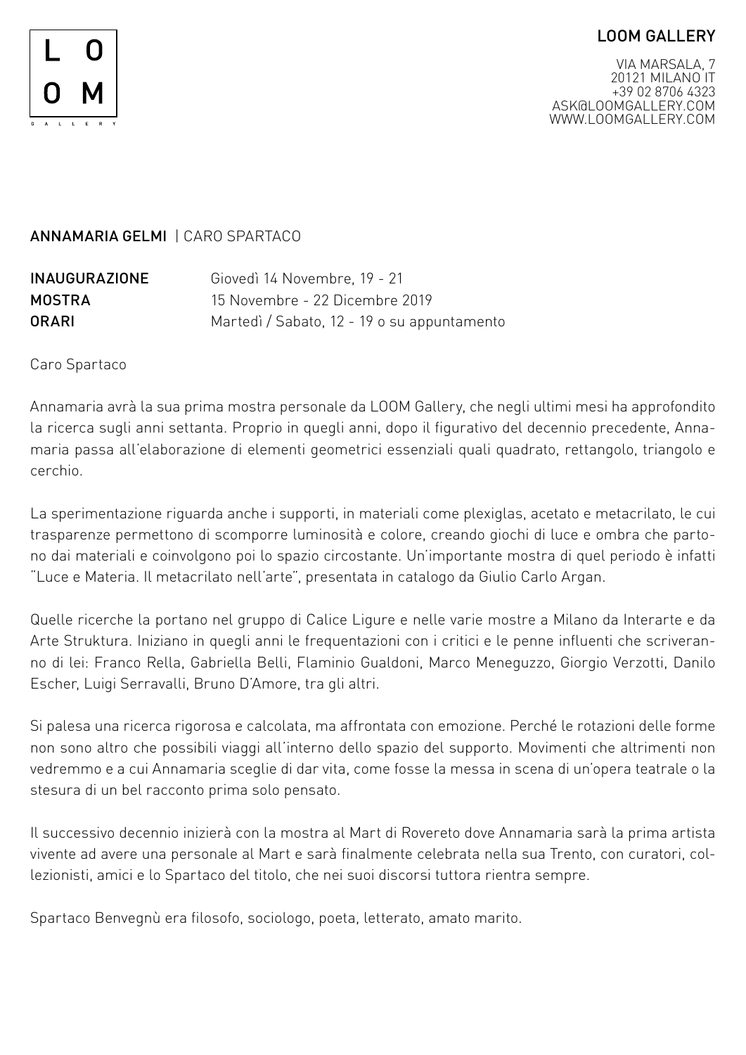LOOM GALLERY

VIA MARSALA, 7
20121 MILANO IT
+39 02 8706 4323
ASK@LOOMGALLERY.COM
WWW.LOOMGALLERY.COM

## ANNAMARIA GELMI | CARO SPARTACO

| | |
|---|---|
| **INAUGURAZIONE** | Giovedì 14 Novembre, 19 - 21 |
| **MOSTRA** | 15 Novembre - 22 Dicembre 2019 |
| **ORARI** | Martedì / Sabato, 12 - 19 o su appuntamento |

Caro Spartaco

Annamaria avrà la sua prima mostra personale da LOOM Gallery, che negli ultimi mesi ha approfondito la ricerca sugli anni settanta. Proprio in quegli anni, dopo il figurativo del decennio precedente, Annamaria passa all'elaborazione di elementi geometrici essenziali quali quadrato, rettangolo, triangolo e cerchio.

La sperimentazione riguarda anche i supporti, in materiali come plexiglas, acetato e metacrilato, le cui trasparenze permettono di scomporre luminosità e colore, creando giochi di luce e ombra che partono dai materiali e coinvolgono poi lo spazio circostante. Un'importante mostra di quel periodo è infatti "Luce e Materia. Il metacrilato nell'arte", presentata in catalogo da Giulio Carlo Argan.

Quelle ricerche la portano nel gruppo di Calice Ligure e nelle varie mostre a Milano da Interarte e da Arte Struktura. Iniziano in quegli anni le frequentazioni con i critici e le penne influenti che scriveranno di lei: Franco Rella, Gabriella Belli, Flaminio Gualdoni, Marco Meneguzzo, Giorgio Verzotti, Danilo Escher, Luigi Serravalli, Bruno D'Amore, tra gli altri.

Si palesa una ricerca rigorosa e calcolata, ma affrontata con emozione. Perché le rotazioni delle forme non sono altro che possibili viaggi all'interno dello spazio del supporto. Movimenti che altrimenti non vedremmo e a cui Annamaria sceglie di dar vita, come fosse la messa in scena di un'opera teatrale o la stesura di un bel racconto prima solo pensato.

Il successivo decennio inizierà con la mostra al Mart di Rovereto dove Annamaria sarà la prima artista vivente ad avere una personale al Mart e sarà finalmente celebrata nella sua Trento, con curatori, collezionisti, amici e lo Spartaco del titolo, che nei suoi discorsi tuttora rientra sempre.

Spartaco Benvegnù era filosofo, sociologo, poeta, letterato, amato marito.